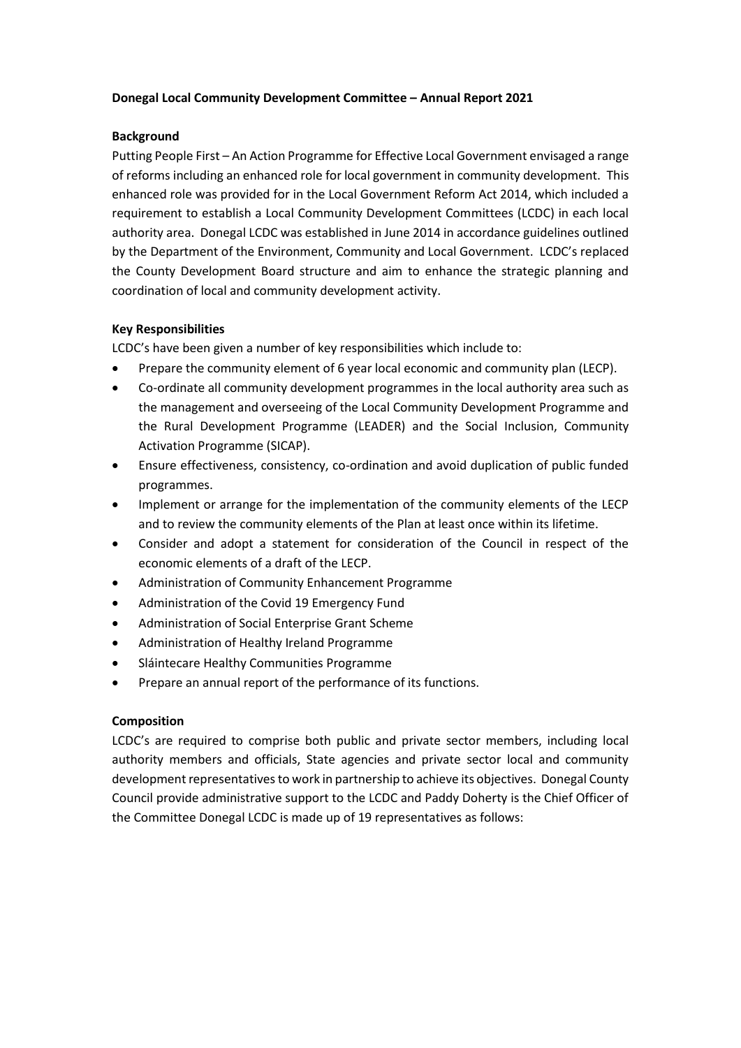**Donegal Local Community Development Committee – Annual Report 2021**

**Background**

Putting People First – An Action Programme for Effective Local Government envisaged a range of reforms including an enhanced role for local government in community development. This enhanced role was provided for in the Local Government Reform Act 2014, which included a requirement to establish a Local Community Development Committees (LCDC) in each local authority area. Donegal LCDC was established in June 2014 in accordance guidelines outlined by the Department of the Environment, Community and Local Government. LCDC's replaced the County Development Board structure and aim to enhance the strategic planning and coordination of local and community development activity.

**Key Responsibilities**

LCDC's have been given a number of key responsibilities which include to:

- Prepare the community element of 6 year local economic and community plan (LECP).
- Co-ordinate all community development programmes in the local authority area such as the management and overseeing of the Local Community Development Programme and the Rural Development Programme (LEADER) and the Social Inclusion, Community Activation Programme (SICAP).
- Ensure effectiveness, consistency, co-ordination and avoid duplication of public funded programmes.
- Implement or arrange for the implementation of the community elements of the LECP and to review the community elements of the Plan at least once within its lifetime.
- Consider and adopt a statement for consideration of the Council in respect of the economic elements of a draft of the LECP.
- Administration of Community Enhancement Programme
- Administration of the Covid 19 Emergency Fund
- Administration of Social Enterprise Grant Scheme
- Administration of Healthy Ireland Programme
- Sláintecare Healthy Communities Programme
- Prepare an annual report of the performance of its functions.

**Composition**

LCDC's are required to comprise both public and private sector members, including local authority members and officials, State agencies and private sector local and community development representatives to work in partnership to achieve its objectives. Donegal County Council provide administrative support to the LCDC and Paddy Doherty is the Chief Officer of the Committee Donegal LCDC is made up of 19 representatives as follows: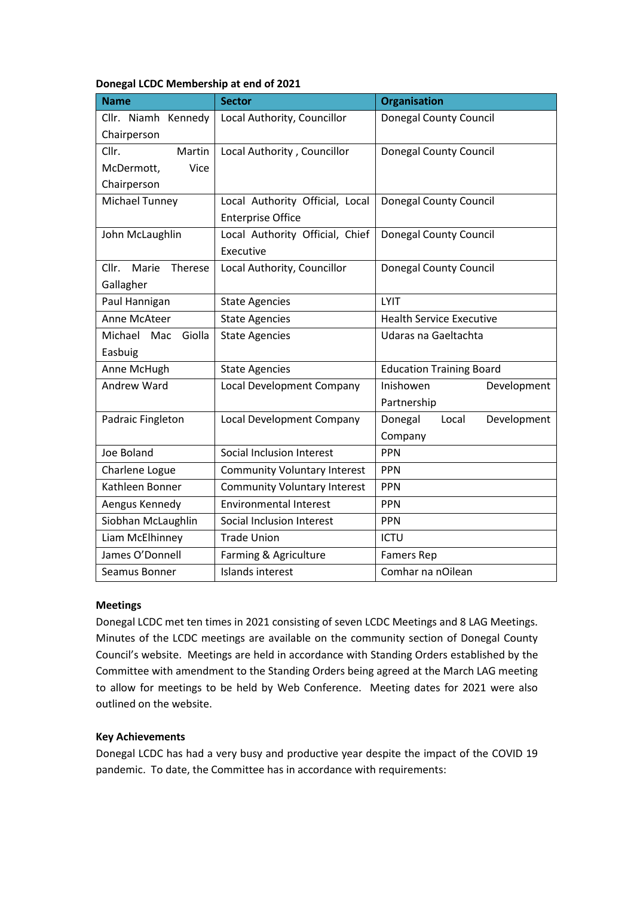**Donegal LCDC Membership at end of 2021**

| Name | Sector | Organisation |
|---|---|---|
| Cllr. Niamh Kennedy Chairperson | Local Authority, Councillor | Donegal County Council |
| Cllr. Martin McDermott, Vice Chairperson | Local Authority , Councillor | Donegal County Council |
| Michael Tunney | Local Authority Official, Local Enterprise Office | Donegal County Council |
| John McLaughlin | Local Authority Official, Chief Executive | Donegal County Council |
| Cllr. Marie Therese Gallagher | Local Authority, Councillor | Donegal County Council |
| Paul Hannigan | State Agencies | LYIT |
| Anne McAteer | State Agencies | Health Service Executive |
| Michael Mac Giolla Easbuig | State Agencies | Udaras na Gaeltachta |
| Anne McHugh | State Agencies | Education Training Board |
| Andrew Ward | Local Development Company | Inishowen Development Partnership |
| Padraic Fingleton | Local Development Company | Donegal Local Development Company |
| Joe Boland | Social Inclusion Interest | PPN |
| Charlene Logue | Community Voluntary Interest | PPN |
| Kathleen Bonner | Community Voluntary Interest | PPN |
| Aengus Kennedy | Environmental Interest | PPN |
| Siobhan McLaughlin | Social Inclusion Interest | PPN |
| Liam McElhinney | Trade Union | ICTU |
| James O'Donnell | Farming & Agriculture | Famers Rep |
| Seamus Bonner | Islands interest | Comhar na nOilean |

**Meetings**

Donegal LCDC met ten times in 2021 consisting of seven LCDC Meetings and 8 LAG Meetings. Minutes of the LCDC meetings are available on the community section of Donegal County Council's website. Meetings are held in accordance with Standing Orders established by the Committee with amendment to the Standing Orders being agreed at the March LAG meeting to allow for meetings to be held by Web Conference. Meeting dates for 2021 were also outlined on the website.

**Key Achievements**

Donegal LCDC has had a very busy and productive year despite the impact of the COVID 19 pandemic. To date, the Committee has in accordance with requirements: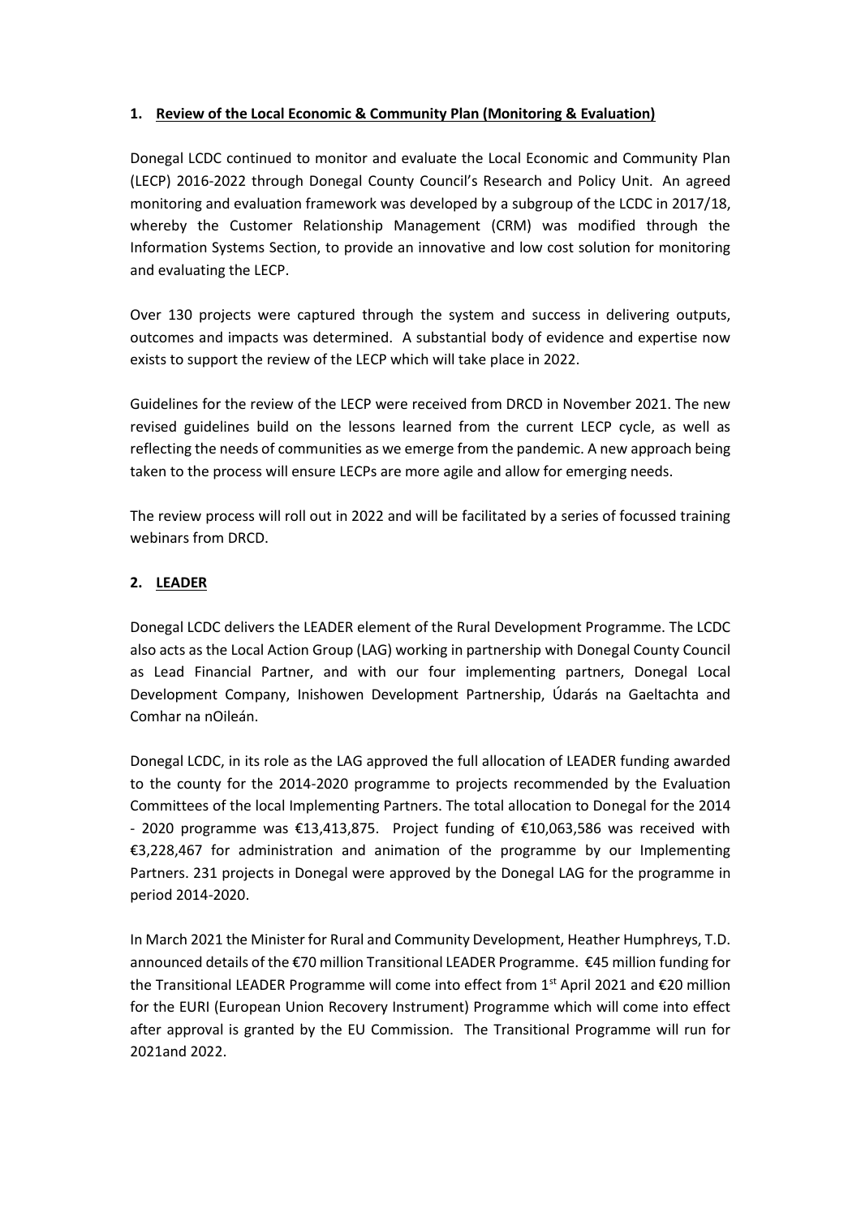## 1. Review of the Local Economic & Community Plan (Monitoring & Evaluation)

Donegal LCDC continued to monitor and evaluate the Local Economic and Community Plan (LECP) 2016-2022 through Donegal County Council's Research and Policy Unit. An agreed monitoring and evaluation framework was developed by a subgroup of the LCDC in 2017/18, whereby the Customer Relationship Management (CRM) was modified through the Information Systems Section, to provide an innovative and low cost solution for monitoring and evaluating the LECP.

Over 130 projects were captured through the system and success in delivering outputs, outcomes and impacts was determined. A substantial body of evidence and expertise now exists to support the review of the LECP which will take place in 2022.

Guidelines for the review of the LECP were received from DRCD in November 2021. The new revised guidelines build on the lessons learned from the current LECP cycle, as well as reflecting the needs of communities as we emerge from the pandemic. A new approach being taken to the process will ensure LECPs are more agile and allow for emerging needs.

The review process will roll out in 2022 and will be facilitated by a series of focussed training webinars from DRCD.

## 2. LEADER

Donegal LCDC delivers the LEADER element of the Rural Development Programme. The LCDC also acts as the Local Action Group (LAG) working in partnership with Donegal County Council as Lead Financial Partner, and with our four implementing partners, Donegal Local Development Company, Inishowen Development Partnership, Údarás na Gaeltachta and Comhar na nOileán.

Donegal LCDC, in its role as the LAG approved the full allocation of LEADER funding awarded to the county for the 2014-2020 programme to projects recommended by the Evaluation Committees of the local Implementing Partners. The total allocation to Donegal for the 2014 - 2020 programme was €13,413,875. Project funding of €10,063,586 was received with €3,228,467 for administration and animation of the programme by our Implementing Partners. 231 projects in Donegal were approved by the Donegal LAG for the programme in period 2014-2020.

In March 2021 the Minister for Rural and Community Development, Heather Humphreys, T.D. announced details of the €70 million Transitional LEADER Programme. €45 million funding for the Transitional LEADER Programme will come into effect from 1st April 2021 and €20 million for the EURI (European Union Recovery Instrument) Programme which will come into effect after approval is granted by the EU Commission. The Transitional Programme will run for 2021and 2022.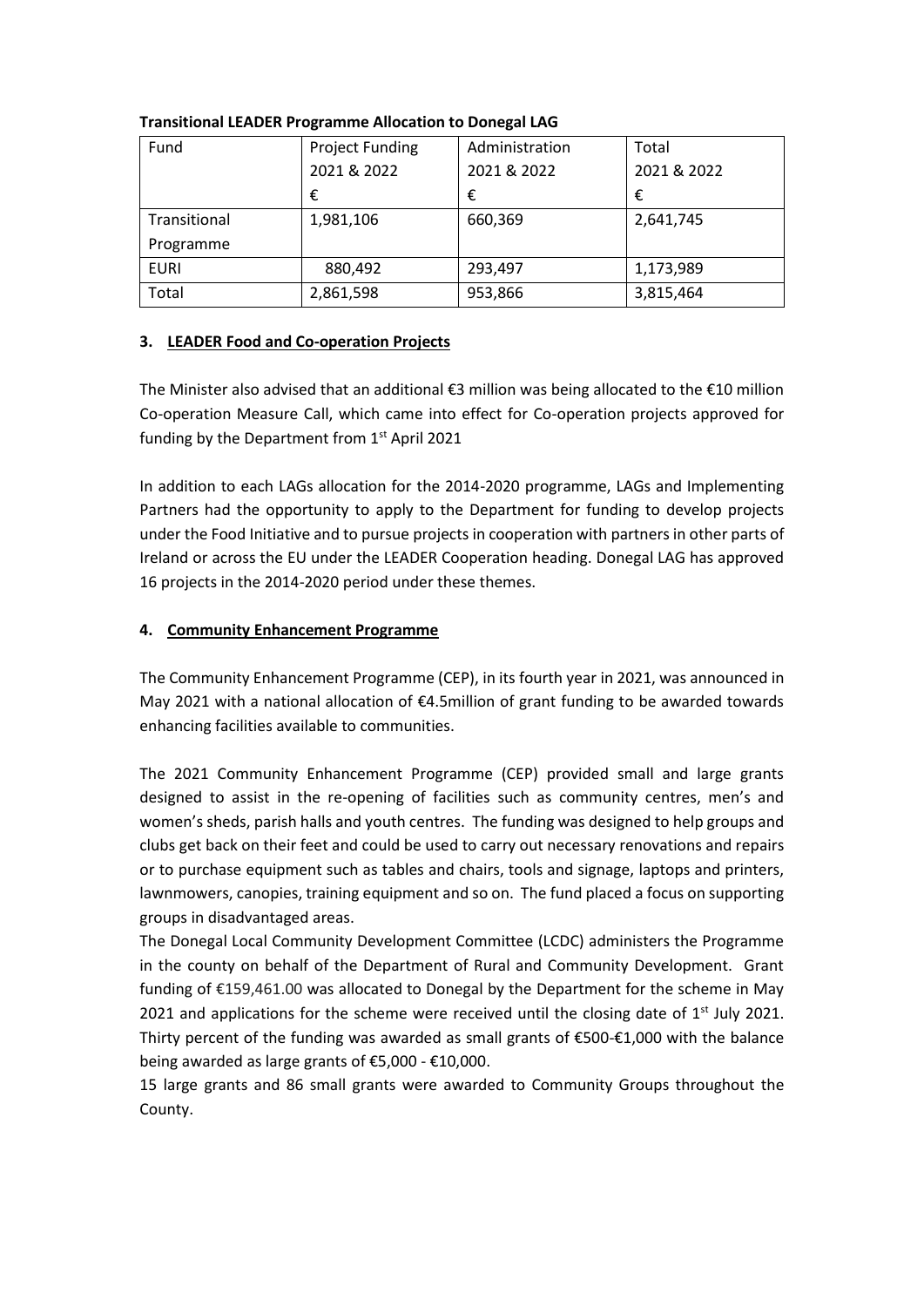**Transitional LEADER Programme Allocation to Donegal LAG**

| Fund | Project Funding 2021 & 2022 € | Administration 2021 & 2022 € | Total 2021 & 2022 € |
|---|---|---|---|
| Transitional Programme | 1,981,106 | 660,369 | 2,641,745 |
| EURI | 880,492 | 293,497 | 1,173,989 |
| Total | 2,861,598 | 953,866 | 3,815,464 |

## 3. LEADER Food and Co-operation Projects

The Minister also advised that an additional €3 million was being allocated to the €10 million Co-operation Measure Call, which came into effect for Co-operation projects approved for funding by the Department from 1st April 2021

In addition to each LAGs allocation for the 2014-2020 programme, LAGs and Implementing Partners had the opportunity to apply to the Department for funding to develop projects under the Food Initiative and to pursue projects in cooperation with partners in other parts of Ireland or across the EU under the LEADER Cooperation heading. Donegal LAG has approved 16 projects in the 2014-2020 period under these themes.

## 4. Community Enhancement Programme

The Community Enhancement Programme (CEP), in its fourth year in 2021, was announced in May 2021 with a national allocation of €4.5million of grant funding to be awarded towards enhancing facilities available to communities.

The 2021 Community Enhancement Programme (CEP) provided small and large grants designed to assist in the re-opening of facilities such as community centres, men's and women's sheds, parish halls and youth centres. The funding was designed to help groups and clubs get back on their feet and could be used to carry out necessary renovations and repairs or to purchase equipment such as tables and chairs, tools and signage, laptops and printers, lawnmowers, canopies, training equipment and so on. The fund placed a focus on supporting groups in disadvantaged areas.

The Donegal Local Community Development Committee (LCDC) administers the Programme in the county on behalf of the Department of Rural and Community Development. Grant funding of €159,461.00 was allocated to Donegal by the Department for the scheme in May 2021 and applications for the scheme were received until the closing date of 1st July 2021. Thirty percent of the funding was awarded as small grants of €500-€1,000 with the balance being awarded as large grants of €5,000 - €10,000.

15 large grants and 86 small grants were awarded to Community Groups throughout the County.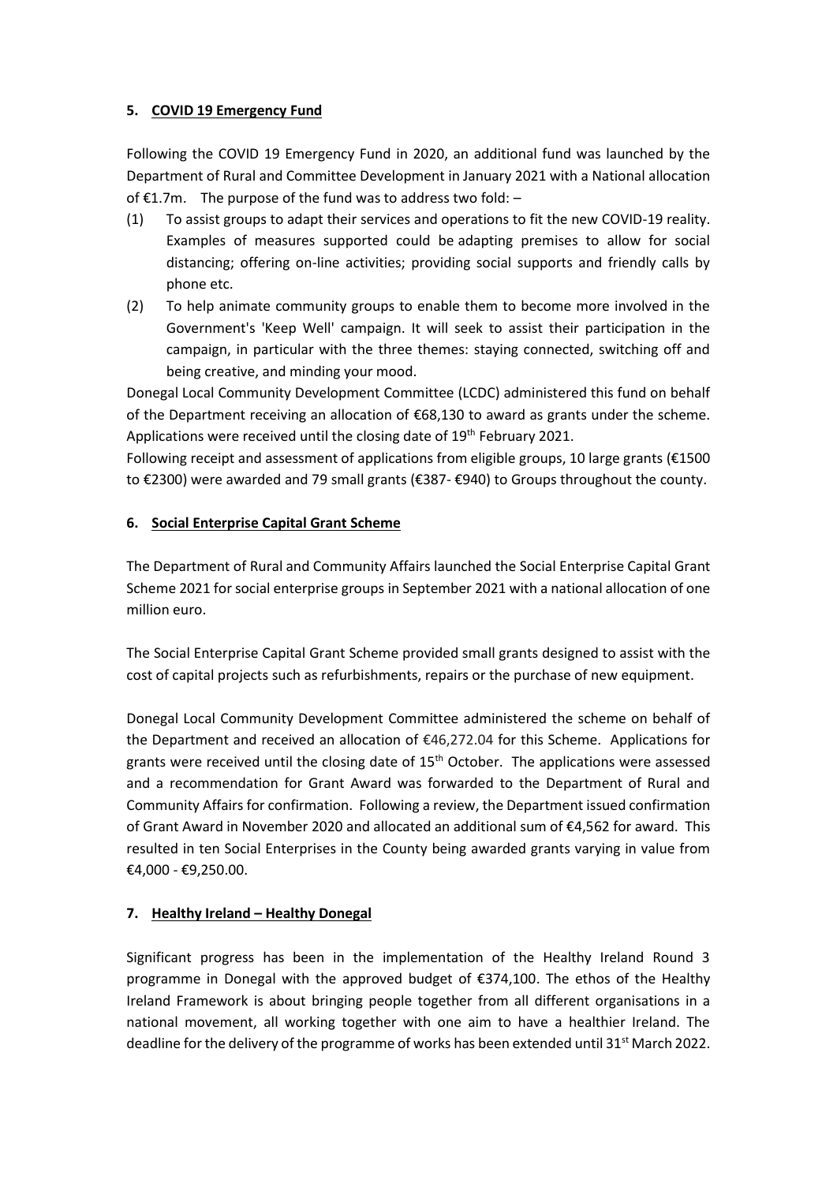## 5. COVID 19 Emergency Fund

Following the COVID 19 Emergency Fund in 2020, an additional fund was launched by the Department of Rural and Committee Development in January 2021 with a National allocation of €1.7m. The purpose of the fund was to address two fold: –

(1) To assist groups to adapt their services and operations to fit the new COVID-19 reality. Examples of measures supported could be adapting premises to allow for social distancing; offering on-line activities; providing social supports and friendly calls by phone etc.

(2) To help animate community groups to enable them to become more involved in the Government's 'Keep Well' campaign. It will seek to assist their participation in the campaign, in particular with the three themes: staying connected, switching off and being creative, and minding your mood.

Donegal Local Community Development Committee (LCDC) administered this fund on behalf of the Department receiving an allocation of €68,130 to award as grants under the scheme. Applications were received until the closing date of 19th February 2021.

Following receipt and assessment of applications from eligible groups, 10 large grants (€1500 to €2300) were awarded and 79 small grants (€387- €940) to Groups throughout the county.

## 6. Social Enterprise Capital Grant Scheme

The Department of Rural and Community Affairs launched the Social Enterprise Capital Grant Scheme 2021 for social enterprise groups in September 2021 with a national allocation of one million euro.

The Social Enterprise Capital Grant Scheme provided small grants designed to assist with the cost of capital projects such as refurbishments, repairs or the purchase of new equipment.

Donegal Local Community Development Committee administered the scheme on behalf of the Department and received an allocation of €46,272.04 for this Scheme. Applications for grants were received until the closing date of 15th October. The applications were assessed and a recommendation for Grant Award was forwarded to the Department of Rural and Community Affairs for confirmation. Following a review, the Department issued confirmation of Grant Award in November 2020 and allocated an additional sum of €4,562 for award. This resulted in ten Social Enterprises in the County being awarded grants varying in value from €4,000 - €9,250.00.

## 7. Healthy Ireland – Healthy Donegal

Significant progress has been in the implementation of the Healthy Ireland Round 3 programme in Donegal with the approved budget of €374,100. The ethos of the Healthy Ireland Framework is about bringing people together from all different organisations in a national movement, all working together with one aim to have a healthier Ireland. The deadline for the delivery of the programme of works has been extended until 31st March 2022.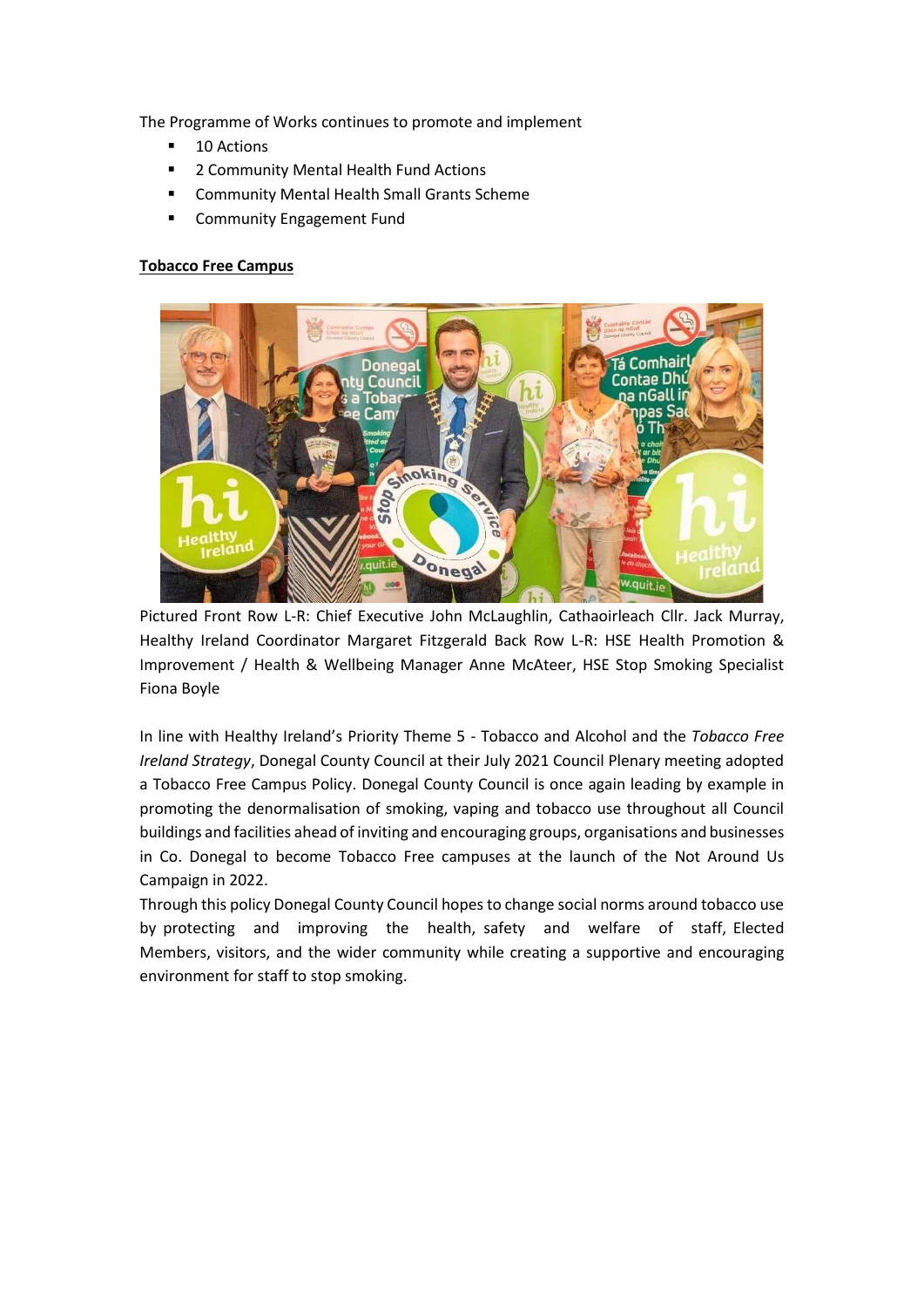The Programme of Works continues to promote and implement

- 10 Actions
- 2 Community Mental Health Fund Actions
- Community Mental Health Small Grants Scheme
- Community Engagement Fund

**Tobacco Free Campus**

Pictured Front Row L-R: Chief Executive John McLaughlin, Cathaoirleach Cllr. Jack Murray, Healthy Ireland Coordinator Margaret Fitzgerald Back Row L-R: HSE Health Promotion & Improvement / Health & Wellbeing Manager Anne McAteer, HSE Stop Smoking Specialist Fiona Boyle

In line with Healthy Ireland's Priority Theme 5 - Tobacco and Alcohol and the *Tobacco Free Ireland Strategy*, Donegal County Council at their July 2021 Council Plenary meeting adopted a Tobacco Free Campus Policy. Donegal County Council is once again leading by example in promoting the denormalisation of smoking, vaping and tobacco use throughout all Council buildings and facilities ahead of inviting and encouraging groups, organisations and businesses in Co. Donegal to become Tobacco Free campuses at the launch of the Not Around Us Campaign in 2022.

Through this policy Donegal County Council hopes to change social norms around tobacco use by protecting and improving the health, safety and welfare of staff, Elected Members, visitors, and the wider community while creating a supportive and encouraging environment for staff to stop smoking.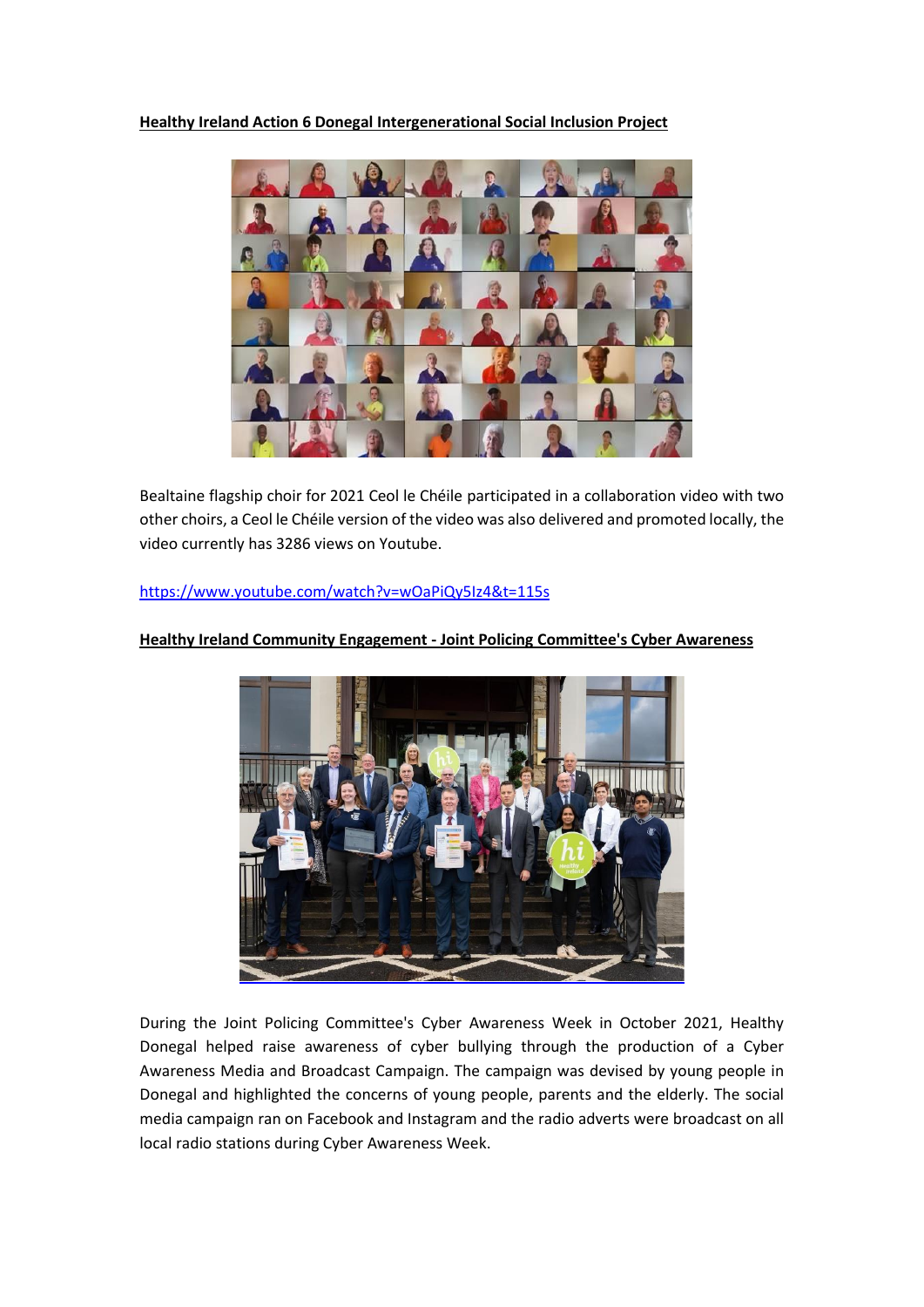**Healthy Ireland Action 6 Donegal Intergenerational Social Inclusion Project**

Bealtaine flagship choir for 2021 Ceol le Chéile participated in a collaboration video with two other choirs, a Ceol le Chéile version of the video was also delivered and promoted locally, the video currently has 3286 views on Youtube.

https://www.youtube.com/watch?v=wOaPiQy5Iz4&t=115s

**Healthy Ireland Community Engagement - Joint Policing Committee's Cyber Awareness**

During the Joint Policing Committee's Cyber Awareness Week in October 2021, Healthy Donegal helped raise awareness of cyber bullying through the production of a Cyber Awareness Media and Broadcast Campaign. The campaign was devised by young people in Donegal and highlighted the concerns of young people, parents and the elderly. The social media campaign ran on Facebook and Instagram and the radio adverts were broadcast on all local radio stations during Cyber Awareness Week.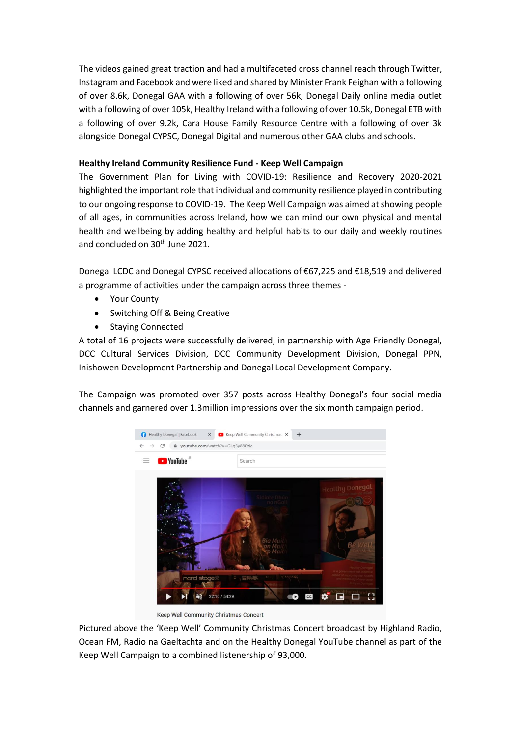The videos gained great traction and had a multifaceted cross channel reach through Twitter, Instagram and Facebook and were liked and shared by Minister Frank Feighan with a following of over 8.6k, Donegal GAA with a following of over 56k, Donegal Daily online media outlet with a following of over 105k, Healthy Ireland with a following of over 10.5k, Donegal ETB with a following of over 9.2k, Cara House Family Resource Centre with a following of over 3k alongside Donegal CYPSC, Donegal Digital and numerous other GAA clubs and schools.

**Healthy Ireland Community Resilience Fund - Keep Well Campaign**

The Government Plan for Living with COVID-19: Resilience and Recovery 2020-2021 highlighted the important role that individual and community resilience played in contributing to our ongoing response to COVID-19. The Keep Well Campaign was aimed at showing people of all ages, in communities across Ireland, how we can mind our own physical and mental health and wellbeing by adding healthy and helpful habits to our daily and weekly routines and concluded on 30th June 2021.

Donegal LCDC and Donegal CYPSC received allocations of €67,225 and €18,519 and delivered a programme of activities under the campaign across three themes -

- Your County
- Switching Off & Being Creative
- Staying Connected

A total of 16 projects were successfully delivered, in partnership with Age Friendly Donegal, DCC Cultural Services Division, DCC Community Development Division, Donegal PPN, Inishowen Development Partnership and Donegal Local Development Company.

The Campaign was promoted over 357 posts across Healthy Donegal's four social media channels and garnered over 1.3million impressions over the six month campaign period.

Keep Well Community Christmas Concert

Pictured above the 'Keep Well' Community Christmas Concert broadcast by Highland Radio, Ocean FM, Radio na Gaeltachta and on the Healthy Donegal YouTube channel as part of the Keep Well Campaign to a combined listenership of 93,000.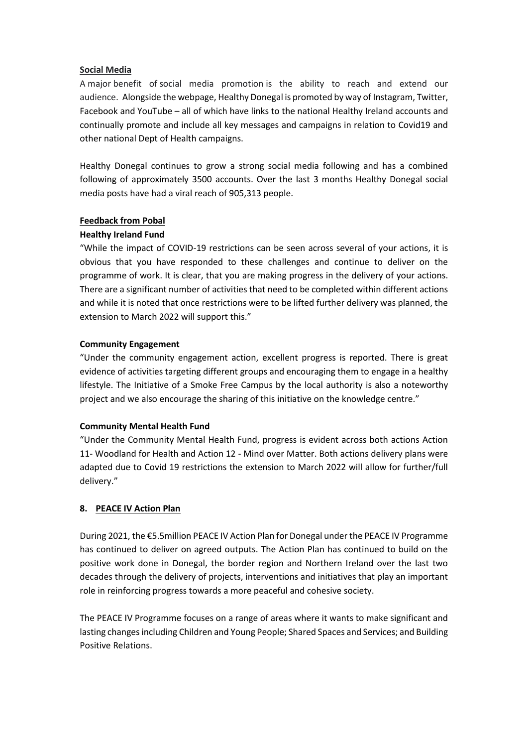**Social Media**

A major benefit of social media promotion is the ability to reach and extend our audience. Alongside the webpage, Healthy Donegal is promoted by way of Instagram, Twitter, Facebook and YouTube – all of which have links to the national Healthy Ireland accounts and continually promote and include all key messages and campaigns in relation to Covid19 and other national Dept of Health campaigns.

Healthy Donegal continues to grow a strong social media following and has a combined following of approximately 3500 accounts. Over the last 3 months Healthy Donegal social media posts have had a viral reach of 905,313 people.

**Feedback from Pobal**

**Healthy Ireland Fund**

"While the impact of COVID-19 restrictions can be seen across several of your actions, it is obvious that you have responded to these challenges and continue to deliver on the programme of work. It is clear, that you are making progress in the delivery of your actions. There are a significant number of activities that need to be completed within different actions and while it is noted that once restrictions were to be lifted further delivery was planned, the extension to March 2022 will support this."

**Community Engagement**

"Under the community engagement action, excellent progress is reported. There is great evidence of activities targeting different groups and encouraging them to engage in a healthy lifestyle. The Initiative of a Smoke Free Campus by the local authority is also a noteworthy project and we also encourage the sharing of this initiative on the knowledge centre."

**Community Mental Health Fund**

"Under the Community Mental Health Fund, progress is evident across both actions Action 11- Woodland for Health and Action 12 - Mind over Matter. Both actions delivery plans were adapted due to Covid 19 restrictions the extension to March 2022 will allow for further/full delivery."

## 8. PEACE IV Action Plan

During 2021, the €5.5million PEACE IV Action Plan for Donegal under the PEACE IV Programme has continued to deliver on agreed outputs. The Action Plan has continued to build on the positive work done in Donegal, the border region and Northern Ireland over the last two decades through the delivery of projects, interventions and initiatives that play an important role in reinforcing progress towards a more peaceful and cohesive society.

The PEACE IV Programme focuses on a range of areas where it wants to make significant and lasting changes including Children and Young People; Shared Spaces and Services; and Building Positive Relations.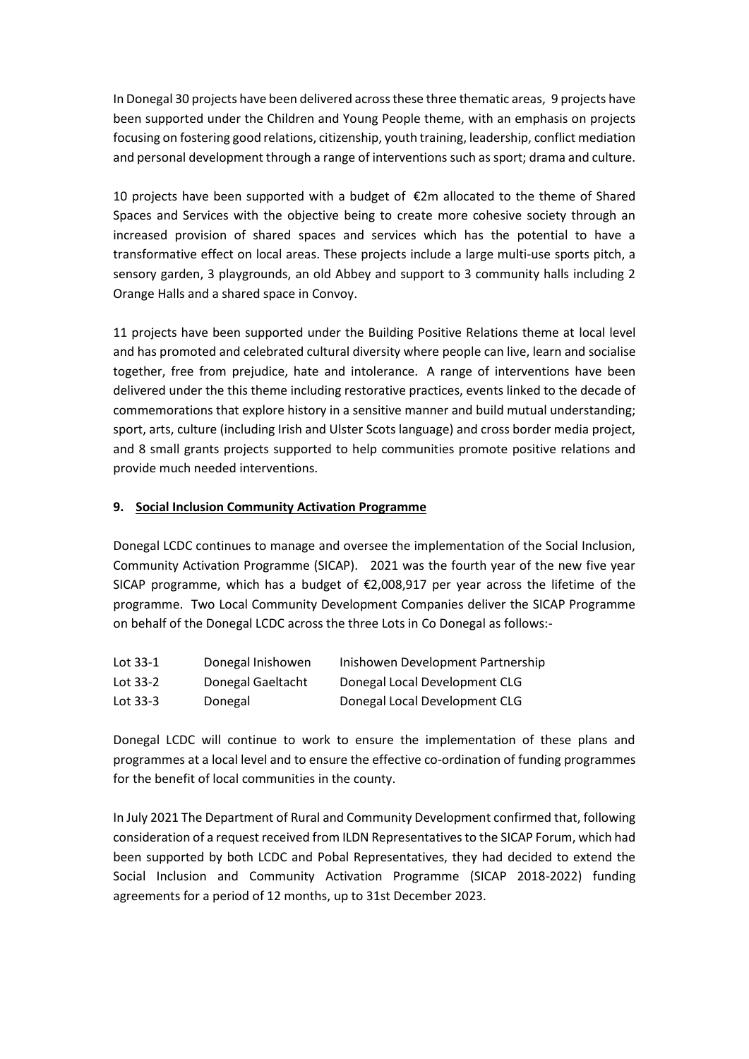In Donegal 30 projects have been delivered across these three thematic areas, 9 projects have been supported under the Children and Young People theme, with an emphasis on projects focusing on fostering good relations, citizenship, youth training, leadership, conflict mediation and personal development through a range of interventions such as sport; drama and culture.

10 projects have been supported with a budget of €2m allocated to the theme of Shared Spaces and Services with the objective being to create more cohesive society through an increased provision of shared spaces and services which has the potential to have a transformative effect on local areas. These projects include a large multi-use sports pitch, a sensory garden, 3 playgrounds, an old Abbey and support to 3 community halls including 2 Orange Halls and a shared space in Convoy.

11 projects have been supported under the Building Positive Relations theme at local level and has promoted and celebrated cultural diversity where people can live, learn and socialise together, free from prejudice, hate and intolerance. A range of interventions have been delivered under the this theme including restorative practices, events linked to the decade of commemorations that explore history in a sensitive manner and build mutual understanding; sport, arts, culture (including Irish and Ulster Scots language) and cross border media project, and 8 small grants projects supported to help communities promote positive relations and provide much needed interventions.

## 9. Social Inclusion Community Activation Programme

Donegal LCDC continues to manage and oversee the implementation of the Social Inclusion, Community Activation Programme (SICAP). 2021 was the fourth year of the new five year SICAP programme, which has a budget of €2,008,917 per year across the lifetime of the programme. Two Local Community Development Companies deliver the SICAP Programme on behalf of the Donegal LCDC across the three Lots in Co Donegal as follows:-

| | | |
|---|---|---|
| Lot 33-1 | Donegal Inishowen | Inishowen Development Partnership |
| Lot 33-2 | Donegal Gaeltacht | Donegal Local Development CLG |
| Lot 33-3 | Donegal | Donegal Local Development CLG |

Donegal LCDC will continue to work to ensure the implementation of these plans and programmes at a local level and to ensure the effective co-ordination of funding programmes for the benefit of local communities in the county.

In July 2021 The Department of Rural and Community Development confirmed that, following consideration of a request received from ILDN Representatives to the SICAP Forum, which had been supported by both LCDC and Pobal Representatives, they had decided to extend the Social Inclusion and Community Activation Programme (SICAP 2018-2022) funding agreements for a period of 12 months, up to 31st December 2023.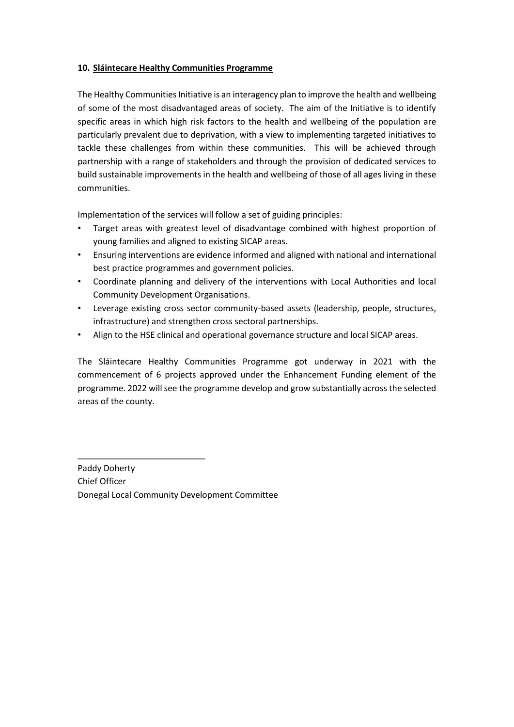## 10. Sláintecare Healthy Communities Programme

The Healthy Communities Initiative is an interagency plan to improve the health and wellbeing of some of the most disadvantaged areas of society. The aim of the Initiative is to identify specific areas in which high risk factors to the health and wellbeing of the population are particularly prevalent due to deprivation, with a view to implementing targeted initiatives to tackle these challenges from within these communities. This will be achieved through partnership with a range of stakeholders and through the provision of dedicated services to build sustainable improvements in the health and wellbeing of those of all ages living in these communities.

Implementation of the services will follow a set of guiding principles:

- Target areas with greatest level of disadvantage combined with highest proportion of young families and aligned to existing SICAP areas.
- Ensuring interventions are evidence informed and aligned with national and international best practice programmes and government policies.
- Coordinate planning and delivery of the interventions with Local Authorities and local Community Development Organisations.
- Leverage existing cross sector community-based assets (leadership, people, structures, infrastructure) and strengthen cross sectoral partnerships.
- Align to the HSE clinical and operational governance structure and local SICAP areas.

The Sláintecare Healthy Communities Programme got underway in 2021 with the commencement of 6 projects approved under the Enhancement Funding element of the programme. 2022 will see the programme develop and grow substantially across the selected areas of the county.

\_\_\_\_\_\_\_\_\_\_\_\_\_\_\_\_\_\_\_\_\_\_\_\_\_\_\_

Paddy Doherty
Chief Officer
Donegal Local Community Development Committee